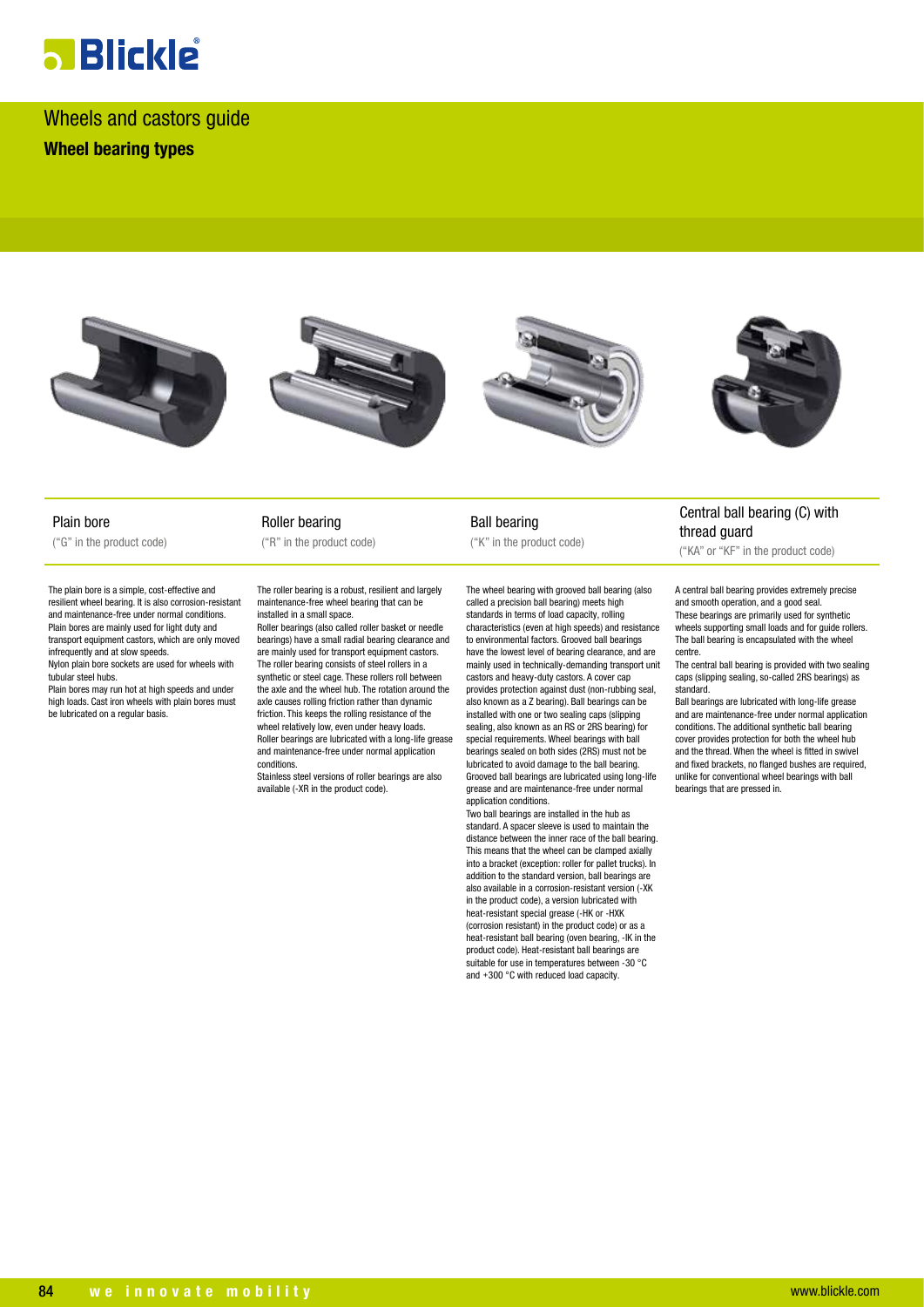# Wheels and castors guide

## Wheel bearing types

### Plain bore

("G" in the product code)

The plain bore is a simple, cost-effective and resilient wheel bearing. It is also corrosion-resistant and maintenance-free under normal conditions. Plain bores are mainly used for light duty and transport equipment castors, which are only moved infrequently and at slow speeds.
Nylon plain bore sockets are used for wheels with tubular steel hubs.
Plain bores may run hot at high speeds and under high loads. Cast iron wheels with plain bores must be lubricated on a regular basis.

### Roller bearing

("R" in the product code)

The roller bearing is a robust, resilient and largely maintenance-free wheel bearing that can be installed in a small space.
Roller bearings (also called roller basket or needle bearings) have a small radial bearing clearance and are mainly used for transport equipment castors. The roller bearing consists of steel rollers in a synthetic or steel cage. These rollers roll between the axle and the wheel hub. The rotation around the axle causes rolling friction rather than dynamic friction. This keeps the rolling resistance of the wheel relatively low, even under heavy loads. Roller bearings are lubricated with a long-life grease and maintenance-free under normal application conditions.
Stainless steel versions of roller bearings are also available (-XR in the product code).

### Ball bearing

("K" in the product code)

The wheel bearing with grooved ball bearing (also called a precision ball bearing) meets high standards in terms of load capacity, rolling characteristics (even at high speeds) and resistance to environmental factors. Grooved ball bearings have the lowest level of bearing clearance, and are mainly used in technically-demanding transport unit castors and heavy-duty castors. A cover cap provides protection against dust (non-rubbing seal, also known as a Z bearing). Ball bearings can be installed with one or two sealing caps (slipping sealing, also known as an RS or 2RS bearing) for special requirements. Wheel bearings with ball bearings sealed on both sides (2RS) must not be lubricated to avoid damage to the ball bearing. Grooved ball bearings are lubricated using long-life grease and are maintenance-free under normal application conditions.
Two ball bearings are installed in the hub as standard. A spacer sleeve is used to maintain the distance between the inner race of the ball bearing. This means that the wheel can be clamped axially into a bracket (exception: roller for pallet trucks). In addition to the standard version, ball bearings are also available in a corrosion-resistant version (-XK in the product code), a version lubricated with heat-resistant special grease (-HK or -HXK (corrosion resistant) in the product code) or as a heat-resistant ball bearing (oven bearing, -IK in the product code). Heat-resistant ball bearings are suitable for use in temperatures between -30 °C and +300 °C with reduced load capacity.

### Central ball bearing (C) with thread guard

("KA" or "KF" in the product code)

A central ball bearing provides extremely precise and smooth operation, and a good seal.
These bearings are primarily used for synthetic wheels supporting small loads and for guide rollers. The ball bearing is encapsulated with the wheel centre.
The central ball bearing is provided with two sealing caps (slipping sealing, so-called 2RS bearings) as standard.
Ball bearings are lubricated with long-life grease and are maintenance-free under normal application conditions. The additional synthetic ball bearing cover provides protection for both the wheel hub and the thread. When the wheel is fitted in swivel and fixed brackets, no flanged bushes are required, unlike for conventional wheel bearings with ball bearings that are pressed in.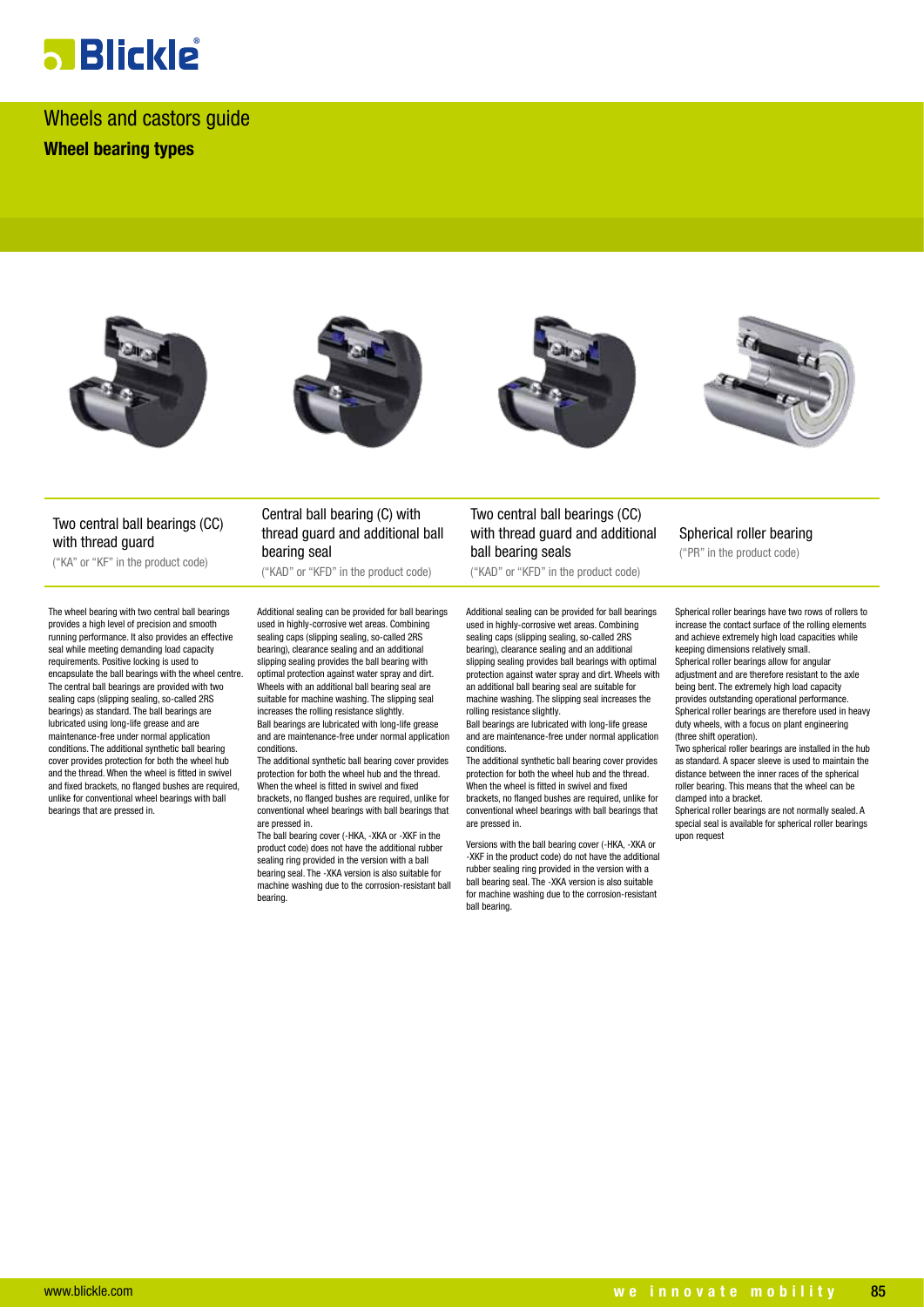# Wheels and castors guide

## Wheel bearing types

### Two central ball bearings (CC) with thread guard

("KA" or "KF" in the product code)

The wheel bearing with two central ball bearings provides a high level of precision and smooth running performance. It also provides an effective seal while meeting demanding load capacity requirements. Positive locking is used to encapsulate the ball bearings with the wheel centre. The central ball bearings are provided with two sealing caps (slipping sealing, so-called 2RS bearings) as standard. The ball bearings are lubricated using long-life grease and are maintenance-free under normal application conditions. The additional synthetic ball bearing cover provides protection for both the wheel hub and the thread. When the wheel is fitted in swivel and fixed brackets, no flanged bushes are required, unlike for conventional wheel bearings with ball bearings that are pressed in.

### Central ball bearing (C) with thread guard and additional ball bearing seal

("KAD" or "KFD" in the product code)

Additional sealing can be provided for ball bearings used in highly-corrosive wet areas. Combining sealing caps (slipping sealing, so-called 2RS bearing), clearance sealing and an additional slipping sealing provides the ball bearing with optimal protection against water spray and dirt. Wheels with an additional ball bearing seal are suitable for machine washing. The slipping seal increases the rolling resistance slightly.
Ball bearings are lubricated with long-life grease and are maintenance-free under normal application conditions.
The additional synthetic ball bearing cover provides protection for both the wheel hub and the thread. When the wheel is fitted in swivel and fixed brackets, no flanged bushes are required, unlike for conventional wheel bearings with ball bearings that are pressed in.
The ball bearing cover (-HKA, -XKA or -XKF in the product code) does not have the additional rubber sealing ring provided in the version with a ball bearing seal. The -XKA version is also suitable for machine washing due to the corrosion-resistant ball bearing.

### Two central ball bearings (CC) with thread guard and additional ball bearing seals

("KAD" or "KFD" in the product code)

Additional sealing can be provided for ball bearings used in highly-corrosive wet areas. Combining sealing caps (slipping sealing, so-called 2RS bearing), clearance sealing and an additional slipping sealing provides ball bearings with optimal protection against water spray and dirt. Wheels with an additional ball bearing seal are suitable for machine washing. The slipping seal increases the rolling resistance slightly.
Ball bearings are lubricated with long-life grease and are maintenance-free under normal application conditions.
The additional synthetic ball bearing cover provides protection for both the wheel hub and the thread. When the wheel is fitted in swivel and fixed brackets, no flanged bushes are required, unlike for conventional wheel bearings with ball bearings that are pressed in.

Versions with the ball bearing cover (-HKA, -XKA or -XKF in the product code) do not have the additional rubber sealing ring provided in the version with a ball bearing seal. The -XKA version is also suitable for machine washing due to the corrosion-resistant ball bearing.

### Spherical roller bearing

("PR" in the product code)

Spherical roller bearings have two rows of rollers to increase the contact surface of the rolling elements and achieve extremely high load capacities while keeping dimensions relatively small.
Spherical roller bearings allow for angular adjustment and are therefore resistant to the axle being bent. The extremely high load capacity provides outstanding operational performance. Spherical roller bearings are therefore used in heavy duty wheels, with a focus on plant engineering (three shift operation).
Two spherical roller bearings are installed in the hub as standard. A spacer sleeve is used to maintain the distance between the inner races of the spherical roller bearing. This means that the wheel can be clamped into a bracket.
Spherical roller bearings are not normally sealed. A special seal is available for spherical roller bearings upon request